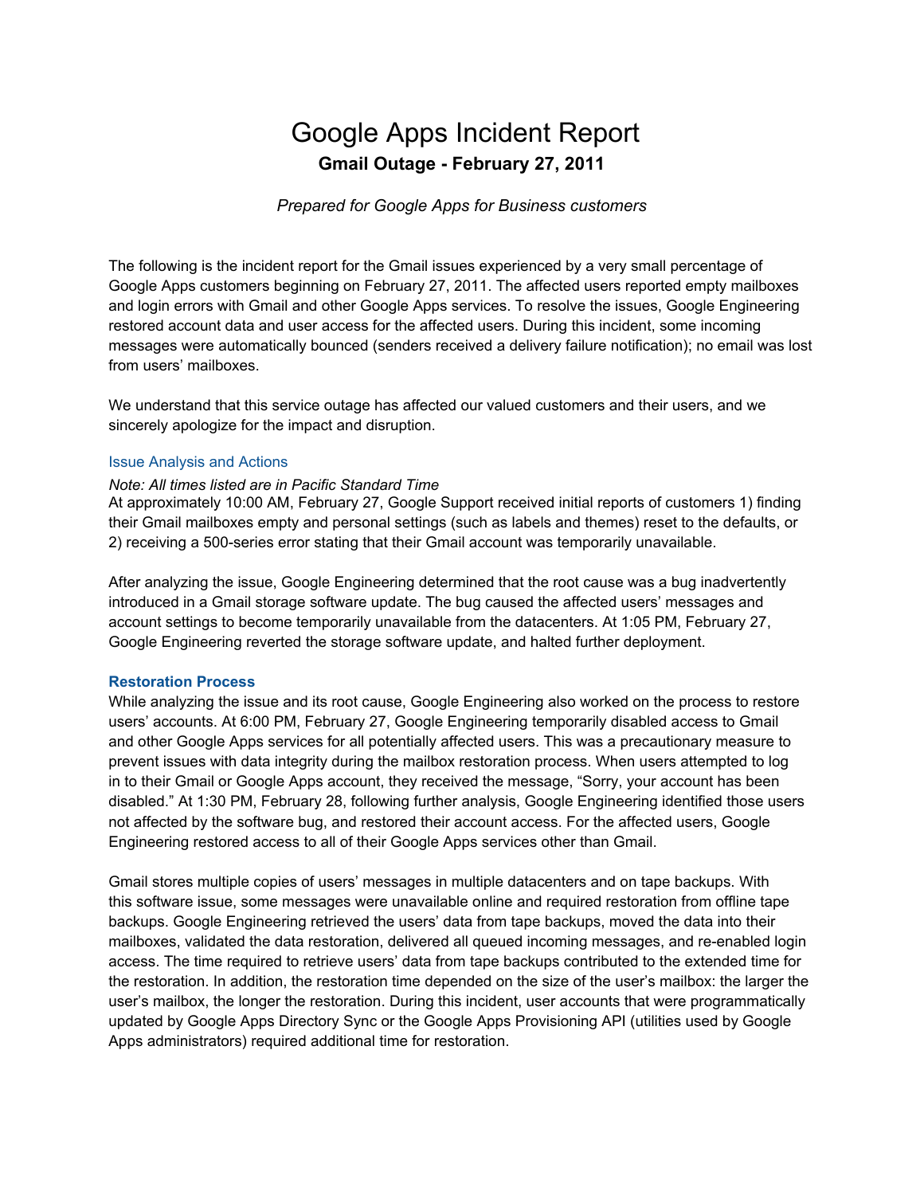# Google Apps Incident Report

## Gmail Outage - February 27, 2011

*Prepared for Google Apps for Business customers*

The following is the incident report for the Gmail issues experienced by a very small percentage of Google Apps customers beginning on February 27, 2011. The affected users reported empty mailboxes and login errors with Gmail and other Google Apps services. To resolve the issues, Google Engineering restored account data and user access for the affected users. During this incident, some incoming messages were automatically bounced (senders received a delivery failure notification); no email was lost from users' mailboxes.

We understand that this service outage has affected our valued customers and their users, and we sincerely apologize for the impact and disruption.

### Issue Analysis and Actions

*Note: All times listed are in Pacific Standard Time*

At approximately 10:00 AM, February 27, Google Support received initial reports of customers 1) finding their Gmail mailboxes empty and personal settings (such as labels and themes) reset to the defaults, or 2) receiving a 500-series error stating that their Gmail account was temporarily unavailable.

After analyzing the issue, Google Engineering determined that the root cause was a bug inadvertently introduced in a Gmail storage software update. The bug caused the affected users' messages and account settings to become temporarily unavailable from the datacenters. At 1:05 PM, February 27, Google Engineering reverted the storage software update, and halted further deployment.

### Restoration Process

While analyzing the issue and its root cause, Google Engineering also worked on the process to restore users' accounts. At 6:00 PM, February 27, Google Engineering temporarily disabled access to Gmail and other Google Apps services for all potentially affected users. This was a precautionary measure to prevent issues with data integrity during the mailbox restoration process. When users attempted to log in to their Gmail or Google Apps account, they received the message, "Sorry, your account has been disabled." At 1:30 PM, February 28, following further analysis, Google Engineering identified those users not affected by the software bug, and restored their account access. For the affected users, Google Engineering restored access to all of their Google Apps services other than Gmail.

Gmail stores multiple copies of users' messages in multiple datacenters and on tape backups. With this software issue, some messages were unavailable online and required restoration from offline tape backups. Google Engineering retrieved the users' data from tape backups, moved the data into their mailboxes, validated the data restoration, delivered all queued incoming messages, and re-enabled login access. The time required to retrieve users' data from tape backups contributed to the extended time for the restoration. In addition, the restoration time depended on the size of the user's mailbox: the larger the user's mailbox, the longer the restoration. During this incident, user accounts that were programmatically updated by Google Apps Directory Sync or the Google Apps Provisioning API (utilities used by Google Apps administrators) required additional time for restoration.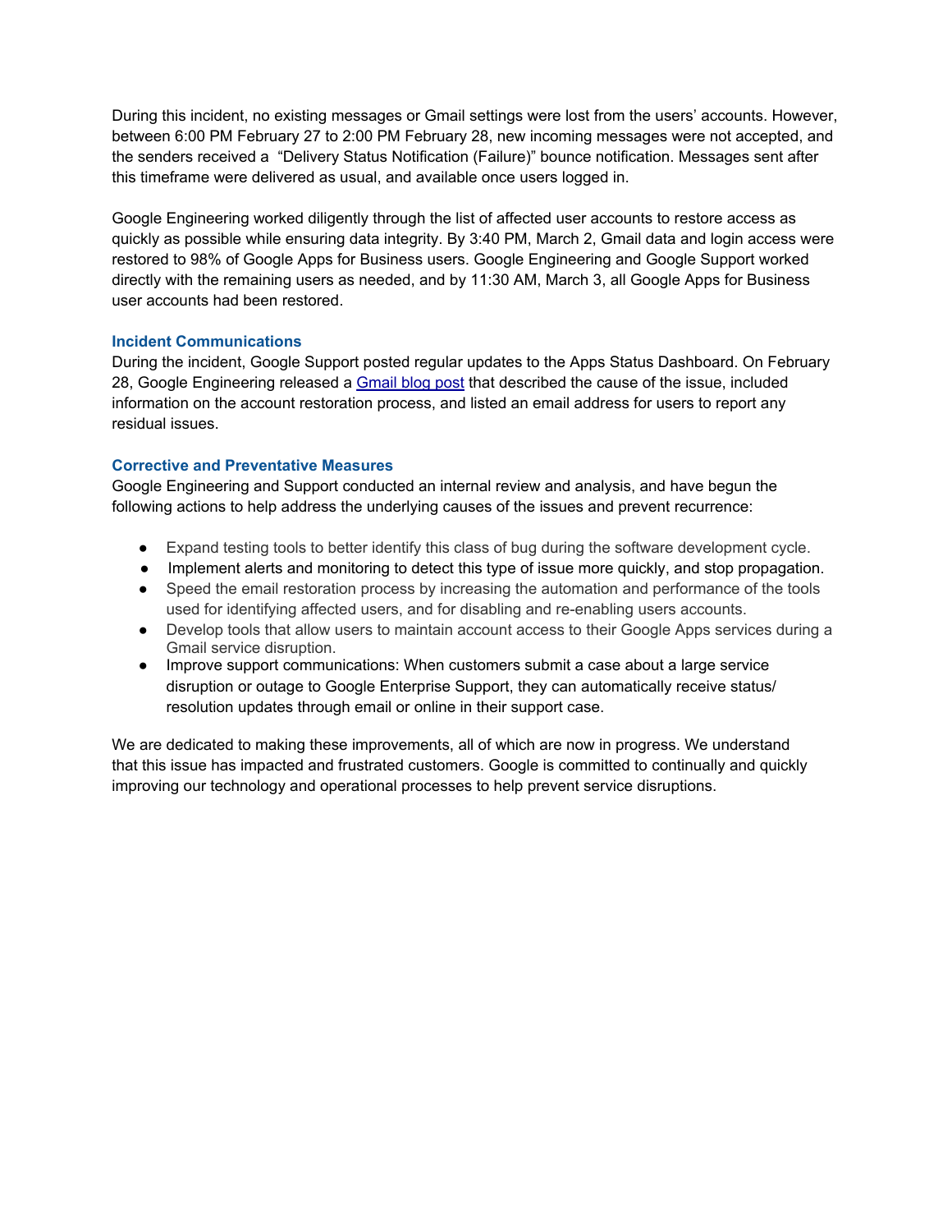During this incident, no existing messages or Gmail settings were lost from the users' accounts. However, between 6:00 PM February 27 to 2:00 PM February 28, new incoming messages were not accepted, and the senders received a "Delivery Status Notification (Failure)" bounce notification. Messages sent after this timeframe were delivered as usual, and available once users logged in.

Google Engineering worked diligently through the list of affected user accounts to restore access as quickly as possible while ensuring data integrity. By 3:40 PM, March 2, Gmail data and login access were restored to 98% of Google Apps for Business users. Google Engineering and Google Support worked directly with the remaining users as needed, and by 11:30 AM, March 3, all Google Apps for Business user accounts had been restored.

### Incident Communications

During the incident, Google Support posted regular updates to the Apps Status Dashboard. On February 28, Google Engineering released a [Gmail blog post] that described the cause of the issue, included information on the account restoration process, and listed an email address for users to report any residual issues.

### Corrective and Preventative Measures

Google Engineering and Support conducted an internal review and analysis, and have begun the following actions to help address the underlying causes of the issues and prevent recurrence:

- Expand testing tools to better identify this class of bug during the software development cycle.
- Implement alerts and monitoring to detect this type of issue more quickly, and stop propagation.
- Speed the email restoration process by increasing the automation and performance of the tools used for identifying affected users, and for disabling and re-enabling users accounts.
- Develop tools that allow users to maintain account access to their Google Apps services during a Gmail service disruption.
- Improve support communications: When customers submit a case about a large service disruption or outage to Google Enterprise Support, they can automatically receive status/ resolution updates through email or online in their support case.

We are dedicated to making these improvements, all of which are now in progress. We understand that this issue has impacted and frustrated customers. Google is committed to continually and quickly improving our technology and operational processes to help prevent service disruptions.